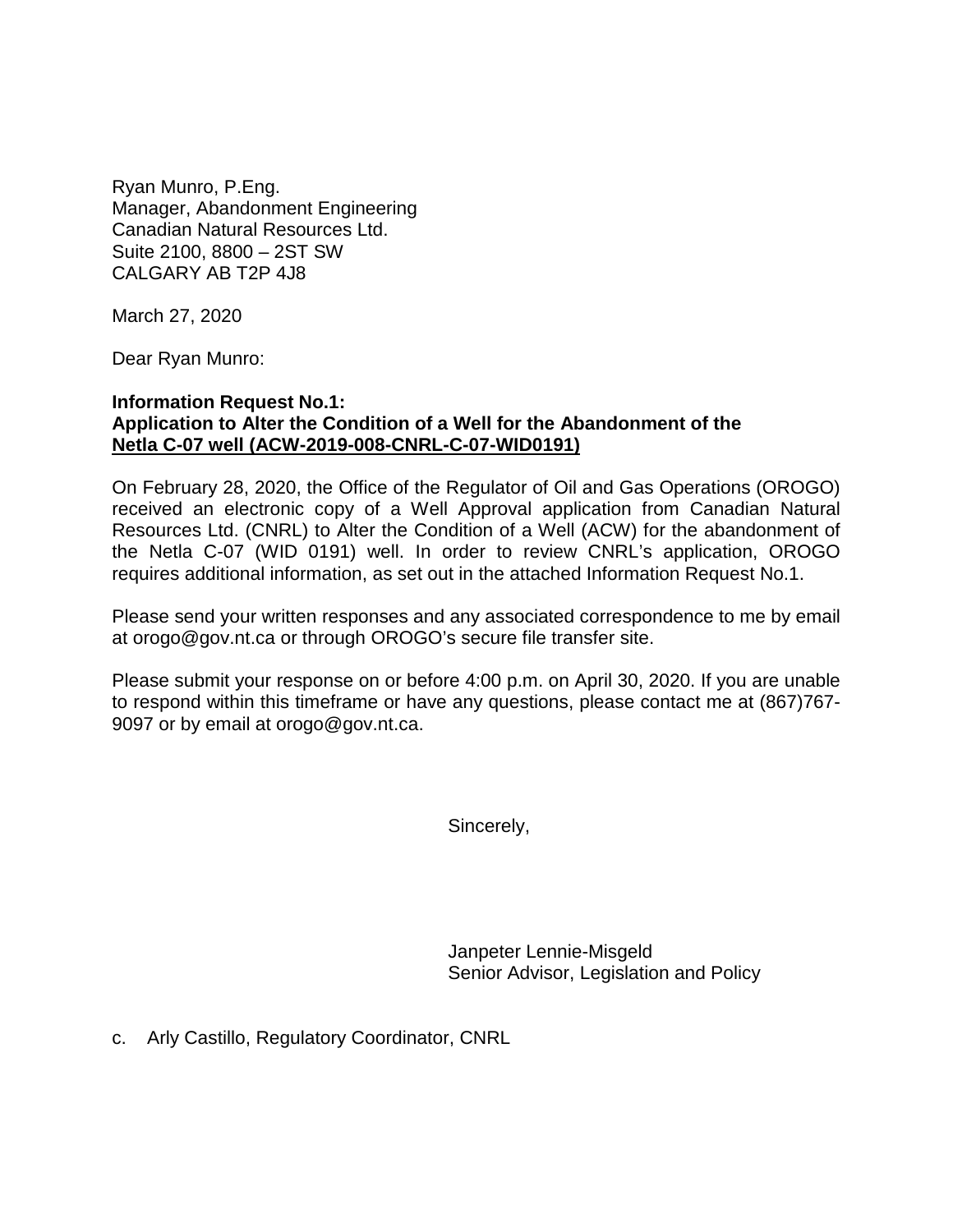Ryan Munro, P.Eng.
Manager, Abandonment Engineering
Canadian Natural Resources Ltd.
Suite 2100, 8800 – 2ST SW
CALGARY AB T2P 4J8

March 27, 2020

Dear Ryan Munro:

**Information Request No.1:**
**Application to Alter the Condition of a Well for the Abandonment of the**
**Netla C-07 well (ACW-2019-008-CNRL-C-07-WID0191)**

On February 28, 2020, the Office of the Regulator of Oil and Gas Operations (OROGO) received an electronic copy of a Well Approval application from Canadian Natural Resources Ltd. (CNRL) to Alter the Condition of a Well (ACW) for the abandonment of the Netla C-07 (WID 0191) well. In order to review CNRL's application, OROGO requires additional information, as set out in the attached Information Request No.1.

Please send your written responses and any associated correspondence to me by email at orogo@gov.nt.ca or through OROGO's secure file transfer site.

Please submit your response on or before 4:00 p.m. on April 30, 2020. If you are unable to respond within this timeframe or have any questions, please contact me at (867)767-9097 or by email at orogo@gov.nt.ca.

Sincerely,

Janpeter Lennie-Misgeld
Senior Advisor, Legislation and Policy

c. Arly Castillo, Regulatory Coordinator, CNRL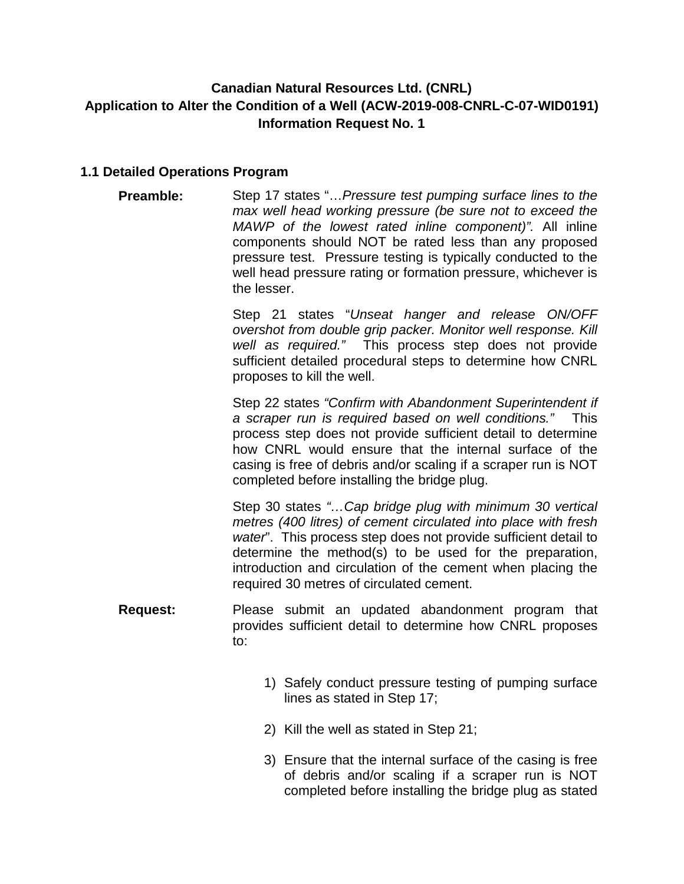**Canadian Natural Resources Ltd. (CNRL)**
**Application to Alter the Condition of a Well (ACW-2019-008-CNRL-C-07-WID0191)**
**Information Request No. 1**

### 1.1 Detailed Operations Program

**Preamble:** Step 17 states "…*Pressure test pumping surface lines to the max well head working pressure (be sure not to exceed the MAWP of the lowest rated inline component)".* All inline components should NOT be rated less than any proposed pressure test. Pressure testing is typically conducted to the well head pressure rating or formation pressure, whichever is the lesser.

Step 21 states "*Unseat hanger and release ON/OFF overshot from double grip packer. Monitor well response. Kill well as required."* This process step does not provide sufficient detailed procedural steps to determine how CNRL proposes to kill the well.

Step 22 states *"Confirm with Abandonment Superintendent if a scraper run is required based on well conditions."* This process step does not provide sufficient detail to determine how CNRL would ensure that the internal surface of the casing is free of debris and/or scaling if a scraper run is NOT completed before installing the bridge plug.

Step 30 states *"…Cap bridge plug with minimum 30 vertical metres (400 litres) of cement circulated into place with fresh water*". This process step does not provide sufficient detail to determine the method(s) to be used for the preparation, introduction and circulation of the cement when placing the required 30 metres of circulated cement.

**Request:** Please submit an updated abandonment program that provides sufficient detail to determine how CNRL proposes to:

1) Safely conduct pressure testing of pumping surface lines as stated in Step 17;

2) Kill the well as stated in Step 21;

3) Ensure that the internal surface of the casing is free of debris and/or scaling if a scraper run is NOT completed before installing the bridge plug as stated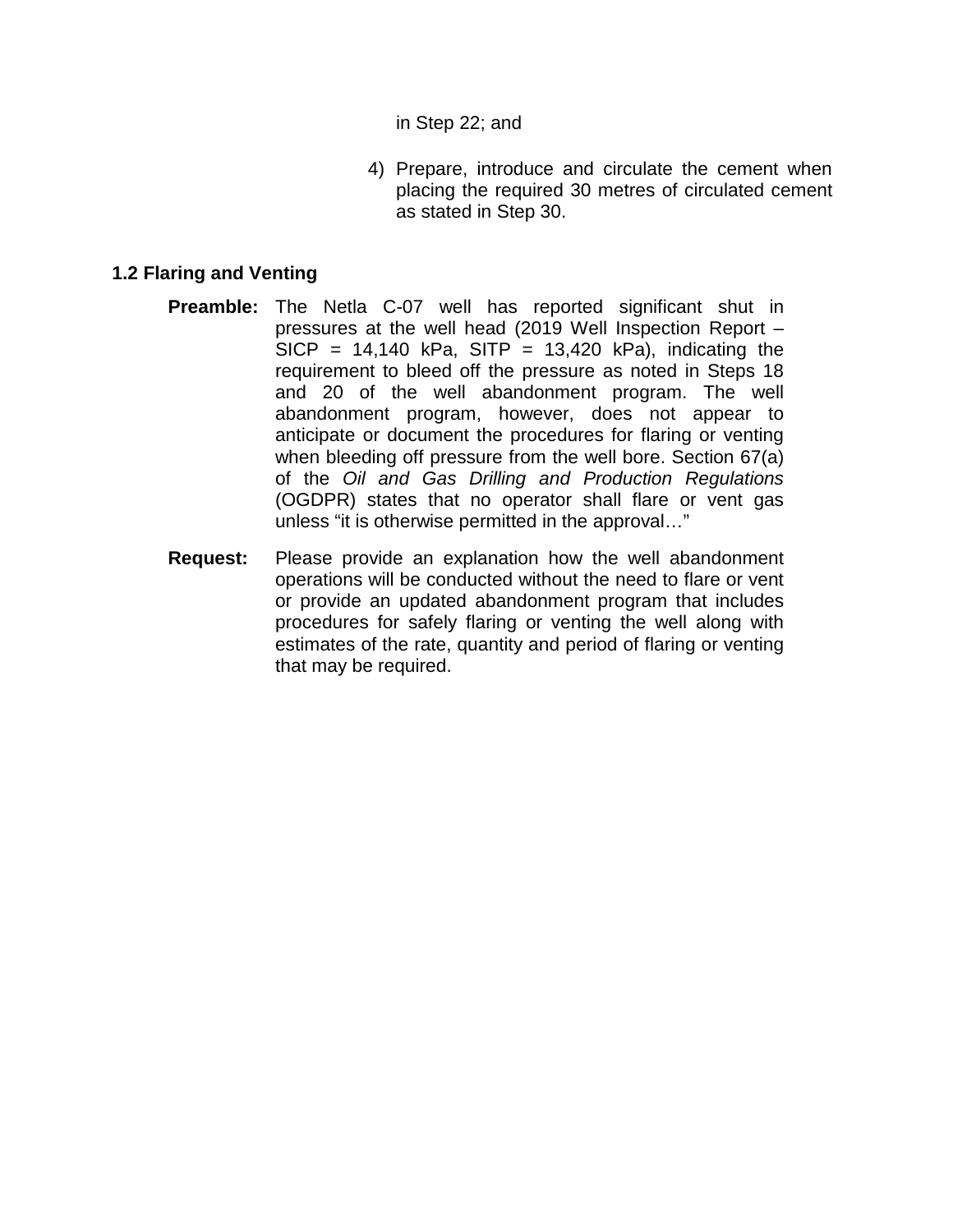in Step 22; and

4) Prepare, introduce and circulate the cement when placing the required 30 metres of circulated cement as stated in Step 30.

### 1.2 Flaring and Venting

**Preamble:** The Netla C-07 well has reported significant shut in pressures at the well head (2019 Well Inspection Report – SICP = 14,140 kPa, SITP = 13,420 kPa), indicating the requirement to bleed off the pressure as noted in Steps 18 and 20 of the well abandonment program. The well abandonment program, however, does not appear to anticipate or document the procedures for flaring or venting when bleeding off pressure from the well bore. Section 67(a) of the *Oil and Gas Drilling and Production Regulations* (OGDPR) states that no operator shall flare or vent gas unless "it is otherwise permitted in the approval…"

**Request:** Please provide an explanation how the well abandonment operations will be conducted without the need to flare or vent or provide an updated abandonment program that includes procedures for safely flaring or venting the well along with estimates of the rate, quantity and period of flaring or venting that may be required.